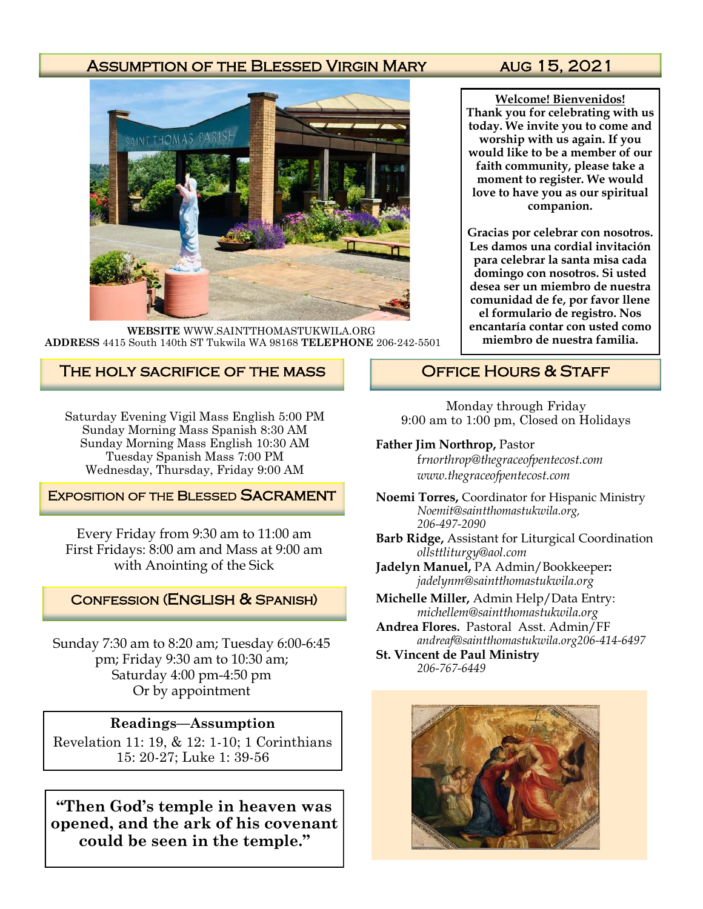# Assumption of the Blessed Virgin Mary — aug 15, 2021

**WEBSITE** WWW.SAINTTHOMASTUKWILA.ORG
**ADDRESS** 4415 South 140th ST Tukwila WA 98168 **TELEPHONE** 206-242-5501

**Welcome! Bienvenidos!**
**Thank you for celebrating with us today. We invite you to come and worship with us again. If you would like to be a member of our faith community, please take a moment to register. We would love to have you as our spiritual companion.**

**Gracias por celebrar con nosotros. Les damos una cordial invitación para celebrar la santa misa cada domingo con nosotros. Si usted desea ser un miembro de nuestra comunidad de fe, por favor llene el formulario de registro. Nos encantaría contar con usted como miembro de nuestra familia.**

## The Holy Sacrifice of the Mass

Saturday Evening Vigil Mass English 5:00 PM
Sunday Morning Mass Spanish 8:30 AM
Sunday Morning Mass English 10:30 AM
Tuesday Spanish Mass 7:00 PM
Wednesday, Thursday, Friday 9:00 AM

## Exposition of the Blessed Sacrament

Every Friday from 9:30 am to 11:00 am
First Fridays: 8:00 am and Mass at 9:00 am with Anointing of the Sick

## Confession (English & Spanish)

Sunday 7:30 am to 8:20 am; Tuesday 6:00-6:45 pm; Friday 9:30 am to 10:30 am; Saturday 4:00 pm-4:50 pm
Or by appointment

**Readings—Assumption**
Revelation 11: 19, & 12: 1-10; 1 Corinthians 15: 20-27; Luke 1: 39-56

**"Then God's temple in heaven was opened, and the ark of his covenant could be seen in the temple."**

## Office Hours & Staff

Monday through Friday
9:00 am to 1:00 pm, Closed on Holidays

**Father Jim Northrop,** Pastor
*frnorthrop@thegraceofpentecost.com*
*www.thegraceofpentecost.com*

**Noemi Torres,** Coordinator for Hispanic Ministry
*Noemit@saintthomastukwila.org, 206-497-2090*

**Barb Ridge,** Assistant for Liturgical Coordination
*ollsttliturgy@aol.com*

**Jadelyn Manuel,** PA Admin/Bookkeeper**:**
*jadelynm@saintthomastukwila.org*

**Michelle Miller,** Admin Help/Data Entry:
*michellem@saintthomastukwila.org*

**Andrea Flores.** Pastoral Asst. Admin/FF
*andreaf@saintthomastukwila.org206-414-6497*

**St. Vincent de Paul Ministry**
*206-767-6449*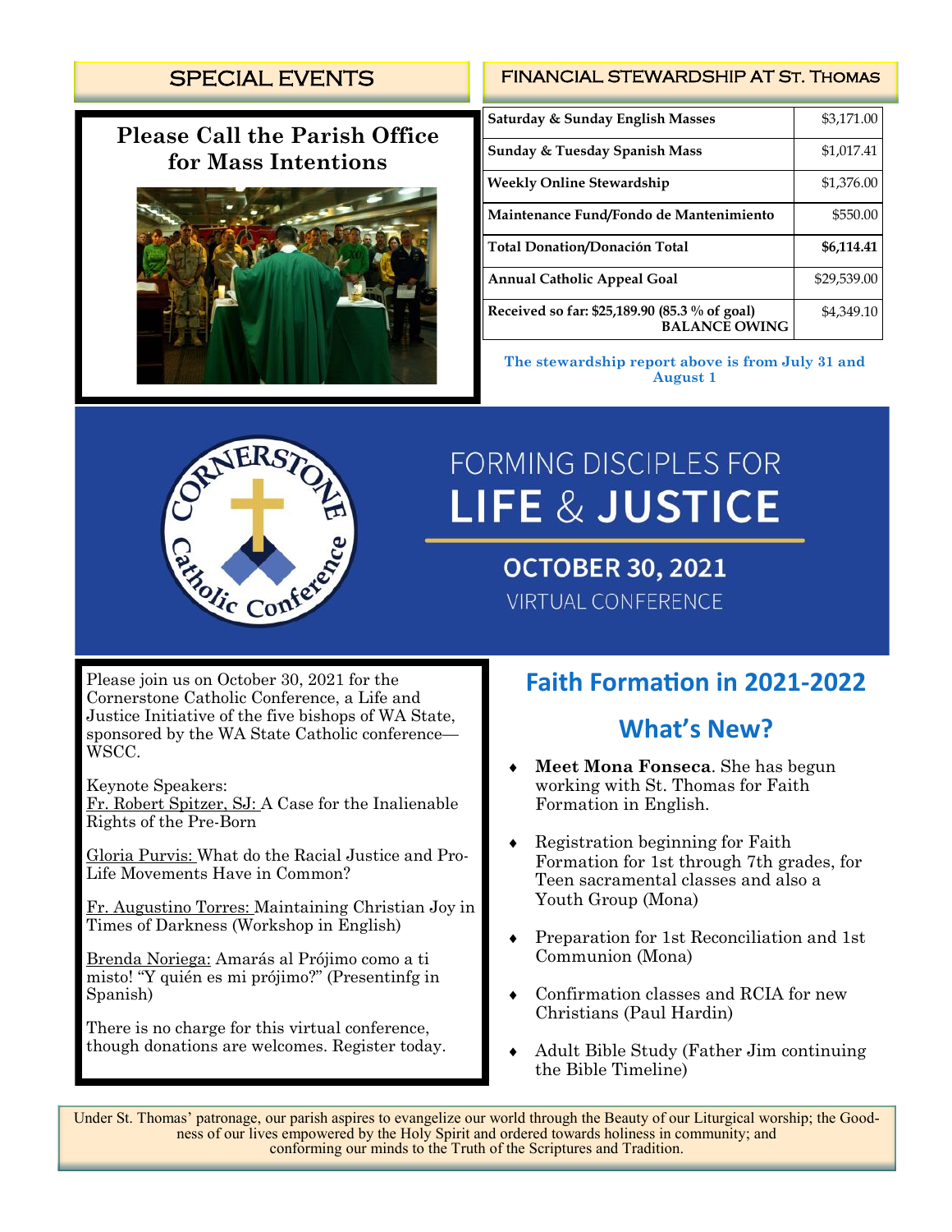## SPECIAL EVENTS

**Please Call the Parish Office for Mass Intentions**

## FINANCIAL STEWARDSHIP AT St. Thomas

| | |
|---|---|
| Saturday & Sunday English Masses | $3,171.00 |
| Sunday & Tuesday Spanish Mass | $1,017.41 |
| Weekly Online Stewardship | $1,376.00 |
| Maintenance Fund/Fondo de Mantenimiento | $550.00 |
| **Total Donation/Donación Total** | **$6,114.41** |
| Annual Catholic Appeal Goal | $29,539.00 |
| Received so far: $25,189.90 (85.3 % of goal) BALANCE OWING | $4,349.10 |

**The stewardship report above is from July 31 and August 1**

Cornerstone Catholic Conference

FORMING DISCIPLES FOR **LIFE & JUSTICE**

**OCTOBER 30, 2021**

VIRTUAL CONFERENCE

Please join us on October 30, 2021 for the Cornerstone Catholic Conference, a Life and Justice Initiative of the five bishops of WA State, sponsored by the WA State Catholic conference—WSCC.

Keynote Speakers:

Fr. Robert Spitzer, SJ: A Case for the Inalienable Rights of the Pre-Born

Gloria Purvis: What do the Racial Justice and Pro-Life Movements Have in Common?

Fr. Augustino Torres: Maintaining Christian Joy in Times of Darkness (Workshop in English)

Brenda Noriega: Amarás al Prójimo como a ti misto! "Y quién es mi prójimo?" (Presentinfg in Spanish)

There is no charge for this virtual conference, though donations are welcomes. Register today.

## Faith Formation in 2021-2022

## What's New?

- **Meet Mona Fonseca**. She has begun working with St. Thomas for Faith Formation in English.
- Registration beginning for Faith Formation for 1st through 7th grades, for Teen sacramental classes and also a Youth Group (Mona)
- Preparation for 1st Reconciliation and 1st Communion (Mona)
- Confirmation classes and RCIA for new Christians (Paul Hardin)
- Adult Bible Study (Father Jim continuing the Bible Timeline)

Under St. Thomas' patronage, our parish aspires to evangelize our world through the Beauty of our Liturgical worship; the Goodness of our lives empowered by the Holy Spirit and ordered towards holiness in community; and conforming our minds to the Truth of the Scriptures and Tradition.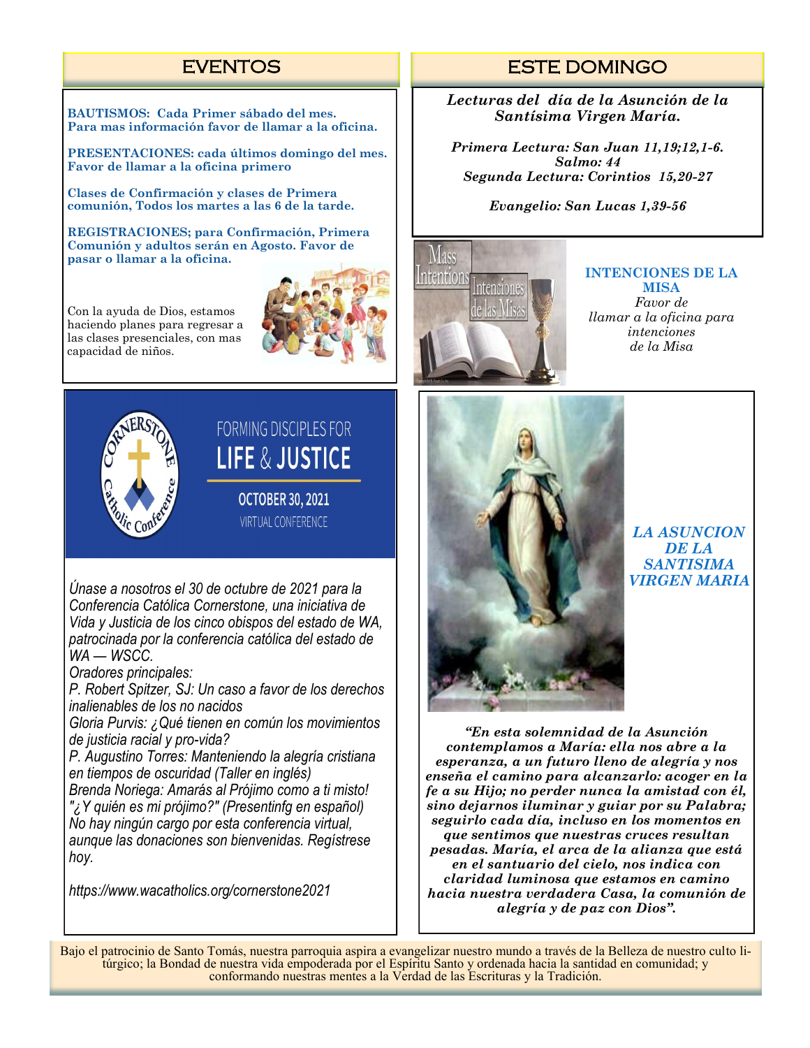## EVENTOS

**BAUTISMOS: Cada Primer sábado del mes. Para mas información favor de llamar a la oficina.**

**PRESENTACIONES: cada últimos domingo del mes. Favor de llamar a la oficina primero**

**Clases de Confirmación y clases de Primera comunión, Todos los martes a las 6 de la tarde.**

**REGISTRACIONES; para Confirmación, Primera Comunión y adultos serán en Agosto. Favor de pasar o llamar a la oficina.**

Con la ayuda de Dios, estamos haciendo planes para regresar a las clases presenciales, con mas capacidad de niños.

FORMING DISCIPLES FOR
LIFE & JUSTICE

OCTOBER 30, 2021
VIRTUAL CONFERENCE

*Únase a nosotros el 30 de octubre de 2021 para la Conferencia Católica Cornerstone, una iniciativa de Vida y Justicia de los cinco obispos del estado de WA, patrocinada por la conferencia católica del estado de WA — WSCC.*
*Oradores principales:*
*P. Robert Spitzer, SJ: Un caso a favor de los derechos inalienables de los no nacidos*
*Gloria Purvis: ¿Qué tienen en común los movimientos de justicia racial y pro-vida?*
*P. Augustino Torres: Manteniendo la alegría cristiana en tiempos de oscuridad (Taller en inglés)*
*Brenda Noriega: Amarás al Prójimo como a ti misto! "¿Y quién es mi prójimo?" (Presentinfg en español)*
*No hay ningún cargo por esta conferencia virtual, aunque las donaciones son bienvenidas. Regístrese hoy.*

*https://www.wacatholics.org/cornerstone2021*

## ESTE DOMINGO

***Lecturas del día de la Asunción de la Santísima Virgen María.***

***Primera Lectura: San Juan 11,19;12,1-6.***
***Salmo: 44***
***Segunda Lectura: Corintios 15,20-27***

***Evangelio: San Lucas 1,39-56***

**INTENCIONES DE LA MISA**
*Favor de llamar a la oficina para intenciones de la Misa*

***LA ASUNCION DE LA SANTISIMA VIRGEN MARIA***

***"En esta solemnidad de la Asunción contemplamos a María: ella nos abre a la esperanza, a un futuro lleno de alegría y nos enseña el camino para alcanzarlo: acoger en la fe a su Hijo; no perder nunca la amistad con él, sino dejarnos iluminar y guiar por su Palabra; seguirlo cada día, incluso en los momentos en que sentimos que nuestras cruces resultan pesadas. María, el arca de la alianza que está en el santuario del cielo, nos indica con claridad luminosa que estamos en camino hacia nuestra verdadera Casa, la comunión de alegría y de paz con Dios".***

Bajo el patrocinio de Santo Tomás, nuestra parroquia aspira a evangelizar nuestro mundo a través de la Belleza de nuestro culto litúrgico; la Bondad de nuestra vida empoderada por el Espíritu Santo y ordenada hacia la santidad en comunidad; y conformando nuestras mentes a la Verdad de las Escrituras y la Tradición.